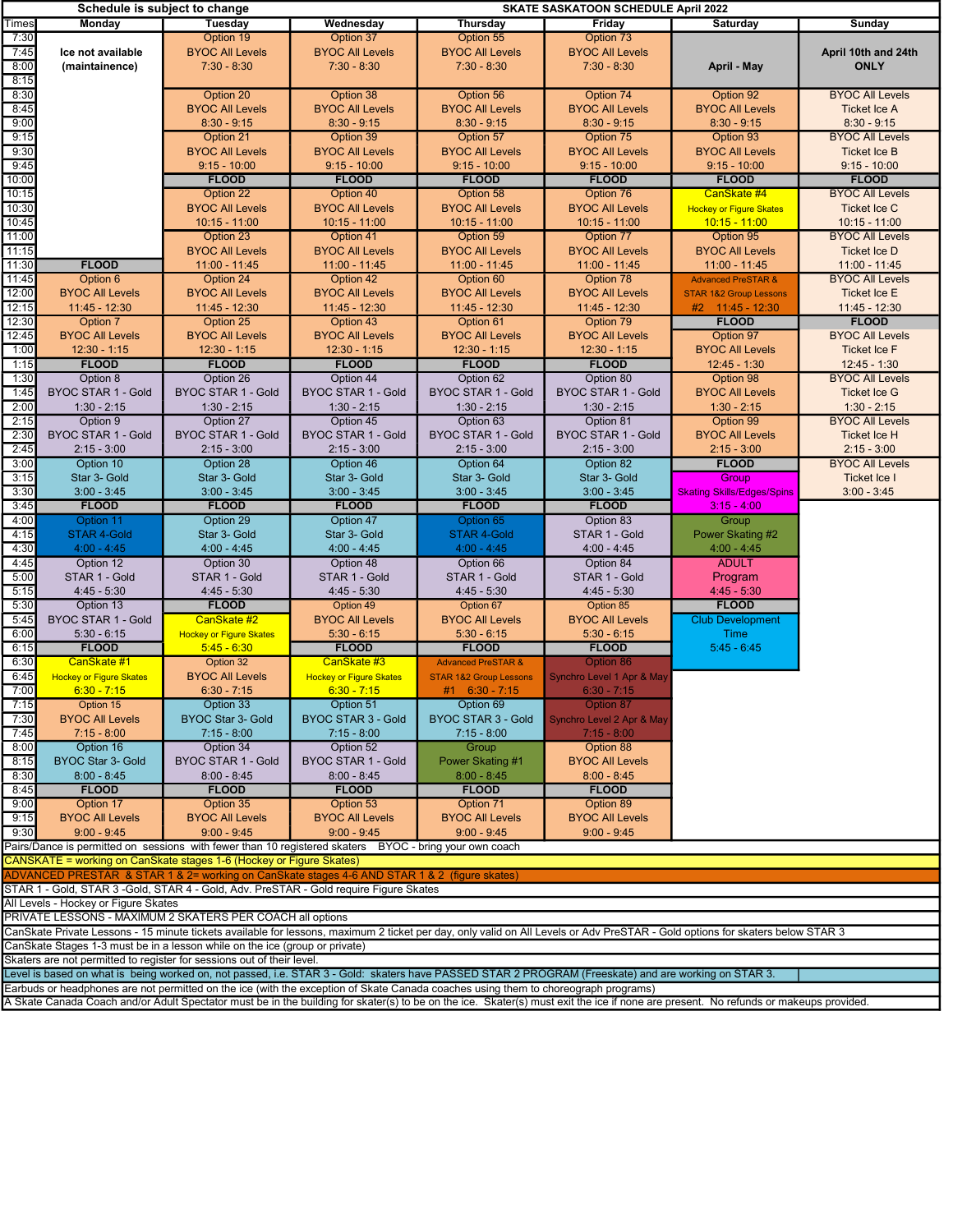**Schedule is subject to change** — **SKATE SASKATOON SCHEDULE April 2022**

| Times | Monday | Tuesday | Wednesday | Thursday | Friday | Saturday | Sunday |
|---|---|---|---|---|---|---|---|
| 7:30–8:15 | Ice not available (maintainence) | Option 19 BYOC All Levels 7:30 - 8:30 | Option 37 BYOC All Levels 7:30 - 8:30 | Option 55 BYOC All Levels 7:30 - 8:30 | Option 73 BYOC All Levels 7:30 - 8:30 | April - May | April 10th and 24th ONLY |
| 8:30–9:00 | | Option 20 BYOC All Levels 8:30 - 9:15 | Option 38 BYOC All Levels 8:30 - 9:15 | Option 56 BYOC All Levels 8:30 - 9:15 | Option 74 BYOC All Levels 8:30 - 9:15 | Option 92 BYOC All Levels 8:30 - 9:15 | BYOC All Levels Ticket Ice A 8:30 - 9:15 |
| 9:15–9:45 | | Option 21 BYOC All Levels 9:15 - 10:00 | Option 39 BYOC All Levels 9:15 - 10:00 | Option 57 BYOC All Levels 9:15 - 10:00 | Option 75 BYOC All Levels 9:15 - 10:00 | Option 93 BYOC All Levels 9:15 - 10:00 | BYOC All Levels Ticket Ice B 9:15 - 10:00 |
| 10:00 | | FLOOD | FLOOD | FLOOD | FLOOD | FLOOD | FLOOD |
| 10:15–10:45 | | Option 22 BYOC All Levels 10:15 - 11:00 | Option 40 BYOC All Levels 10:15 - 11:00 | Option 58 BYOC All Levels 10:15 - 11:00 | Option 76 BYOC All Levels 10:15 - 11:00 | CanSkate #4 Hockey or Figure Skates 10:15 - 11:00 | BYOC All Levels Ticket Ice C 10:15 - 11:00 |
| 11:00–11:30 | FLOOD (11:30) | Option 23 BYOC All Levels 11:00 - 11:45 | Option 41 BYOC All Levels 11:00 - 11:45 | Option 59 BYOC All Levels 11:00 - 11:45 | Option 77 BYOC All Levels 11:00 - 11:45 | Option 95 BYOC All Levels 11:00 - 11:45 | BYOC All Levels Ticket Ice D 11:00 - 11:45 |
| 11:45–12:15 | Option 6 BYOC All Levels 11:45 - 12:30 | Option 24 BYOC All Levels 11:45 - 12:30 | Option 42 BYOC All Levels 11:45 - 12:30 | Option 60 BYOC All Levels 11:45 - 12:30 | Option 78 BYOC All Levels 11:45 - 12:30 | Advanced PreSTAR & STAR 1&2 Group Lessons #2 11:45 - 12:30 | BYOC All Levels Ticket Ice E 11:45 - 12:30 |
| 12:30–1:00 | Option 7 BYOC All Levels 12:30 - 1:15 | Option 25 BYOC All Levels 12:30 - 1:15 | Option 43 BYOC All Levels 12:30 - 1:15 | Option 61 BYOC All Levels 12:30 - 1:15 | Option 79 BYOC All Levels 12:30 - 1:15 | FLOOD (12:30); Option 97 BYOC All Levels 12:45 - 1:30 | FLOOD (12:30); BYOC All Levels Ticket Ice F 12:45 - 1:30 |
| 1:15 | FLOOD | FLOOD | FLOOD | FLOOD | FLOOD | | |
| 1:30–2:00 | Option 8 BYOC STAR 1 - Gold 1:30 - 2:15 | Option 26 BYOC STAR 1 - Gold 1:30 - 2:15 | Option 44 BYOC STAR 1 - Gold 1:30 - 2:15 | Option 62 BYOC STAR 1 - Gold 1:30 - 2:15 | Option 80 BYOC STAR 1 - Gold 1:30 - 2:15 | Option 98 BYOC All Levels 1:30 - 2:15 | BYOC All Levels Ticket Ice G 1:30 - 2:15 |
| 2:15–2:45 | Option 9 BYOC STAR 1 - Gold 2:15 - 3:00 | Option 27 BYOC STAR 1 - Gold 2:15 - 3:00 | Option 45 BYOC STAR 1 - Gold 2:15 - 3:00 | Option 63 BYOC STAR 1 - Gold 2:15 - 3:00 | Option 81 BYOC STAR 1 - Gold 2:15 - 3:00 | Option 99 BYOC All Levels 2:15 - 3:00 | BYOC All Levels Ticket Ice H 2:15 - 3:00 |
| 3:00–3:30 | Option 10 Star 3- Gold 3:00 - 3:45 | Option 28 Star 3- Gold 3:00 - 3:45 | Option 46 Star 3- Gold 3:00 - 3:45 | Option 64 Star 3- Gold 3:00 - 3:45 | Option 82 Star 3- Gold 3:00 - 3:45 | FLOOD (3:00); Group Skating Skills/Edges/Spins 3:15 - 4:00 | BYOC All Levels Ticket Ice I 3:00 - 3:45 |
| 3:45 | FLOOD | FLOOD | FLOOD | FLOOD | FLOOD | | |
| 4:00–4:30 | Option 11 STAR 4-Gold 4:00 - 4:45 | Option 29 Star 3- Gold 4:00 - 4:45 | Option 47 Star 3- Gold 4:00 - 4:45 | Option 65 STAR 4-Gold 4:00 - 4:45 | Option 83 STAR 1 - Gold 4:00 - 4:45 | Group Power Skating #2 4:00 - 4:45 | |
| 4:45–5:15 | Option 12 STAR 1 - Gold 4:45 - 5:30 | Option 30 STAR 1 - Gold 4:45 - 5:30 | Option 48 STAR 1 - Gold 4:45 - 5:30 | Option 66 STAR 1 - Gold 4:45 - 5:30 | Option 84 STAR 1 - Gold 4:45 - 5:30 | ADULT Program 4:45 - 5:30 | |
| 5:30–6:00 | Option 13 BYOC STAR 1 - Gold 5:30 - 6:15 | FLOOD (5:30); CanSkate #2 Hockey or Figure Skates 5:45 - 6:30 | Option 49 BYOC All Levels 5:30 - 6:15 | Option 67 BYOC All Levels 5:30 - 6:15 | Option 85 BYOC All Levels 5:30 - 6:15 | FLOOD (5:30); Club Development Time 5:45 - 6:45 | |
| 6:15 | FLOOD | | FLOOD | FLOOD | FLOOD | | |
| 6:30–7:00 | CanSkate #1 Hockey or Figure Skates 6:30 - 7:15 | Option 32 BYOC All Levels 6:30 - 7:15 | CanSkate #3 Hockey or Figure Skates 6:30 - 7:15 | Advanced PreSTAR & STAR 1&2 Group Lessons #1 6:30 - 7:15 | Option 86 Synchro Level 1 Apr & May 6:30 - 7:15 | | |
| 7:15–7:45 | Option 15 BYOC All Levels 7:15 - 8:00 | Option 33 BYOC STAR 3 - Gold 7:15 - 8:00 | Option 51 BYOC STAR 3 - Gold 7:15 - 8:00 | Option 69 BYOC STAR 3 - Gold 7:15 - 8:00 | Option 87 Synchro Level 2 Apr & May 7:15 - 8:00 | | |
| 8:00–8:30 | Option 16 BYOC Star 3- Gold 8:00 - 8:45 | Option 34 BYOC STAR 1 - Gold 8:00 - 8:45 | Option 52 BYOC STAR 1 - Gold 8:00 - 8:45 | Group Power Skating #1 8:00 - 8:45 | Option 88 BYOC All Levels 8:00 - 8:45 | | |
| 8:45 | FLOOD | FLOOD | FLOOD | FLOOD | FLOOD | | |
| 9:00–9:30 | Option 17 BYOC All Levels 9:00 - 9:45 | Option 35 BYOC All Levels 9:00 - 9:45 | Option 53 BYOC All Levels 9:00 - 9:45 | Option 71 BYOC All Levels 9:00 - 9:45 | Option 89 BYOC All Levels 9:00 - 9:45 | | |

Pairs/Dance is permitted on sessions with fewer than 10 registered skaters BYOC - bring your own coach

CANSKATE = working on CanSkate stages 1-6 (Hockey or Figure Skates)

ADVANCED PRESTAR & STAR 1 & 2= working on CanSkate stages 4-6 AND STAR 1 & 2 (figure skates)

STAR 1 - Gold, STAR 3 -Gold, STAR 4 - Gold, Adv. PreSTAR - Gold require Figure Skates

All Levels - Hockey or Figure Skates

PRIVATE LESSONS - MAXIMUM 2 SKATERS PER COACH all options

CanSkate Private Lessons - 15 minute tickets available for lessons, maximum 2 ticket per day, only valid on All Levels or Adv PreSTAR - Gold options for skaters below STAR 3

CanSkate Stages 1-3 must be in a lesson while on the ice (group or private)

Skaters are not permitted to register for sessions out of their level.

Level is based on what is being worked on, not passed, i.e. STAR 3 - Gold: skaters have PASSED STAR 2 PROGRAM (Freeskate) and are working on STAR 3.

Earbuds or headphones are not permitted on the ice (with the exception of Skate Canada coaches using them to choreograph programs)

A Skate Canada Coach and/or Adult Spectator must be in the building for skater(s) to be on the ice. Skater(s) must exit the ice if none are present. No refunds or makeups provided.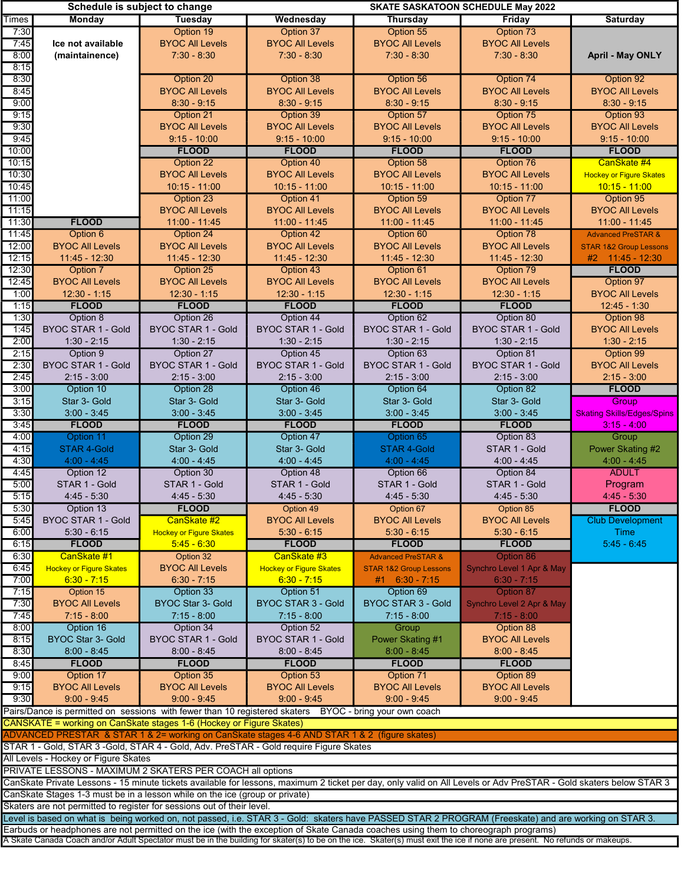# SKATE SASKATOON SCHEDULE May 2022

Schedule is subject to change

| Times | Monday | Tuesday | Wednesday | Thursday | Friday | Saturday |
|---|---|---|---|---|---|---|
| 7:30 | Ice not available (maintainence) | Option 19 BYOC All Levels 7:30 - 8:30 | Option 37 BYOC All Levels 7:30 - 8:30 | Option 55 BYOC All Levels 7:30 - 8:30 | Option 73 BYOC All Levels 7:30 - 8:30 | April - May ONLY |
| 8:30 | | Option 20 BYOC All Levels 8:30 - 9:15 | Option 38 BYOC All Levels 8:30 - 9:15 | Option 56 BYOC All Levels 8:30 - 9:15 | Option 74 BYOC All Levels 8:30 - 9:15 | Option 92 BYOC All Levels 8:30 - 9:15 |
| 9:15 | | Option 21 BYOC All Levels 9:15 - 10:00 | Option 39 BYOC All Levels 9:15 - 10:00 | Option 57 BYOC All Levels 9:15 - 10:00 | Option 75 BYOC All Levels 9:15 - 10:00 | Option 93 BYOC All Levels 9:15 - 10:00 |
| 10:00 | | FLOOD | FLOOD | FLOOD | FLOOD | FLOOD |
| 10:15 | | Option 22 BYOC All Levels 10:15 - 11:00 | Option 40 BYOC All Levels 10:15 - 11:00 | Option 58 BYOC All Levels 10:15 - 11:00 | Option 76 BYOC All Levels 10:15 - 11:00 | CanSkate #4 Hockey or Figure Skates 10:15 - 11:00 |
| 11:00 | | Option 23 BYOC All Levels 11:00 - 11:45 | Option 41 BYOC All Levels 11:00 - 11:45 | Option 59 BYOC All Levels 11:00 - 11:45 | Option 77 BYOC All Levels 11:00 - 11:45 | Option 95 BYOC All Levels 11:00 - 11:45 |
| 11:30 | FLOOD | | | | | |
| 11:45 | Option 6 BYOC All Levels 11:45 - 12:30 | Option 24 BYOC All Levels 11:45 - 12:30 | Option 42 BYOC All Levels 11:45 - 12:30 | Option 60 BYOC All Levels 11:45 - 12:30 | Option 78 BYOC All Levels 11:45 - 12:30 | Advanced PreSTAR & STAR 1&2 Group Lessons #2 11:45 - 12:30 |
| 12:30 | Option 7 BYOC All Levels 12:30 - 1:15 | Option 25 BYOC All Levels 12:30 - 1:15 | Option 43 BYOC All Levels 12:30 - 1:15 | Option 61 BYOC All Levels 12:30 - 1:15 | Option 79 BYOC All Levels 12:30 - 1:15 | FLOOD |
| 12:45 | | | | | | Option 97 BYOC All Levels 12:45 - 1:30 |
| 1:15 | FLOOD | FLOOD | FLOOD | FLOOD | FLOOD | |
| 1:30 | Option 8 BYOC STAR 1 - Gold 1:30 - 2:15 | Option 26 BYOC STAR 1 - Gold 1:30 - 2:15 | Option 44 BYOC STAR 1 - Gold 1:30 - 2:15 | Option 62 BYOC STAR 1 - Gold 1:30 - 2:15 | Option 80 BYOC STAR 1 - Gold 1:30 - 2:15 | Option 98 BYOC All Levels 1:30 - 2:15 |
| 2:15 | Option 9 BYOC STAR 1 - Gold 2:15 - 3:00 | Option 27 BYOC STAR 1 - Gold 2:15 - 3:00 | Option 45 BYOC STAR 1 - Gold 2:15 - 3:00 | Option 63 BYOC STAR 1 - Gold 2:15 - 3:00 | Option 81 BYOC STAR 1 - Gold 2:15 - 3:00 | Option 99 BYOC All Levels 2:15 - 3:00 |
| 3:00 | Option 10 Star 3- Gold 3:00 - 3:45 | Option 28 Star 3- Gold 3:00 - 3:45 | Option 46 Star 3- Gold 3:00 - 3:45 | Option 64 Star 3- Gold 3:00 - 3:45 | Option 82 Star 3- Gold 3:00 - 3:45 | FLOOD |
| 3:15 | | | | | | Group Skating Skills/Edges/Spins 3:15 - 4:00 |
| 3:45 | FLOOD | FLOOD | FLOOD | FLOOD | FLOOD | |
| 4:00 | Option 11 STAR 4-Gold 4:00 - 4:45 | Option 29 Star 3- Gold 4:00 - 4:45 | Option 47 Star 3- Gold 4:00 - 4:45 | Option 65 STAR 4-Gold 4:00 - 4:45 | Option 83 STAR 1 - Gold 4:00 - 4:45 | Group Power Skating #2 4:00 - 4:45 |
| 4:45 | Option 12 STAR 1 - Gold 4:45 - 5:30 | Option 30 STAR 1 - Gold 4:45 - 5:30 | Option 48 STAR 1 - Gold 4:45 - 5:30 | Option 66 STAR 1 - Gold 4:45 - 5:30 | Option 84 STAR 1 - Gold 4:45 - 5:30 | ADULT Program 4:45 - 5:30 |
| 5:30 | Option 13 BYOC STAR 1 - Gold 5:30 - 6:15 | FLOOD | Option 49 BYOC All Levels 5:30 - 6:15 | Option 67 BYOC All Levels 5:30 - 6:15 | Option 85 BYOC All Levels 5:30 - 6:15 | FLOOD |
| 5:45 | | CanSkate #2 Hockey or Figure Skates 5:45 - 6:30 | | | | Club Development Time 5:45 - 6:45 |
| 6:15 | FLOOD | | FLOOD | FLOOD | FLOOD | |
| 6:30 | CanSkate #1 Hockey or Figure Skates 6:30 - 7:15 | Option 32 BYOC All Levels 6:30 - 7:15 | CanSkate #3 Hockey or Figure Skates 6:30 - 7:15 | Advanced PreSTAR & STAR 1&2 Group Lessons #1 6:30 - 7:15 | Option 86 Synchro Level 1 Apr & May 6:30 - 7:15 | |
| 7:15 | Option 15 BYOC All Levels 7:15 - 8:00 | Option 33 BYOC Star 3- Gold 7:15 - 8:00 | Option 51 BYOC STAR 3 - Gold 7:15 - 8:00 | Option 69 BYOC STAR 3 - Gold 7:15 - 8:00 | Option 87 Synchro Level 2 Apr & May 7:15 - 8:00 | |
| 8:00 | Option 16 BYOC Star 3- Gold 8:00 - 8:45 | Option 34 BYOC STAR 1 - Gold 8:00 - 8:45 | Option 52 BYOC STAR 1 - Gold 8:00 - 8:45 | Group Power Skating #1 8:00 - 8:45 | Option 88 BYOC All Levels 8:00 - 8:45 | |
| 8:45 | FLOOD | FLOOD | FLOOD | FLOOD | FLOOD | |
| 9:00 | Option 17 BYOC All Levels 9:00 - 9:45 | Option 35 BYOC All Levels 9:00 - 9:45 | Option 53 BYOC All Levels 9:00 - 9:45 | Option 71 BYOC All Levels 9:00 - 9:45 | Option 89 BYOC All Levels 9:00 - 9:45 | |

Pairs/Dance is permitted on sessions with fewer than 10 registered skaters   BYOC - bring your own coach

CANSKATE = working on CanSkate stages 1-6 (Hockey or Figure Skates)

ADVANCED PRESTAR & STAR 1 & 2= working on CanSkate stages 4-6 AND STAR 1 & 2 (figure skates)

STAR 1 - Gold, STAR 3 -Gold, STAR 4 - Gold, Adv. PreSTAR - Gold require Figure Skates

All Levels - Hockey or Figure Skates

PRIVATE LESSONS - MAXIMUM 2 SKATERS PER COACH all options

CanSkate Private Lessons - 15 minute tickets available for lessons, maximum 2 ticket per day, only valid on All Levels or Adv PreSTAR - Gold skaters below STAR 3

CanSkate Stages 1-3 must be in a lesson while on the ice (group or private)

Skaters are not permitted to register for sessions out of their level.

Level is based on what is being worked on, not passed, i.e. STAR 3 - Gold: skaters have PASSED STAR 2 PROGRAM (Freeskate) and are working on STAR 3.

Earbuds or headphones are not permitted on the ice (with the exception of Skate Canada coaches using them to choreograph programs)

A Skate Canada Coach and/or Adult Spectator must be in the building for skater(s) to be on the ice. Skater(s) must exit the ice if none are present. No refunds or makeups.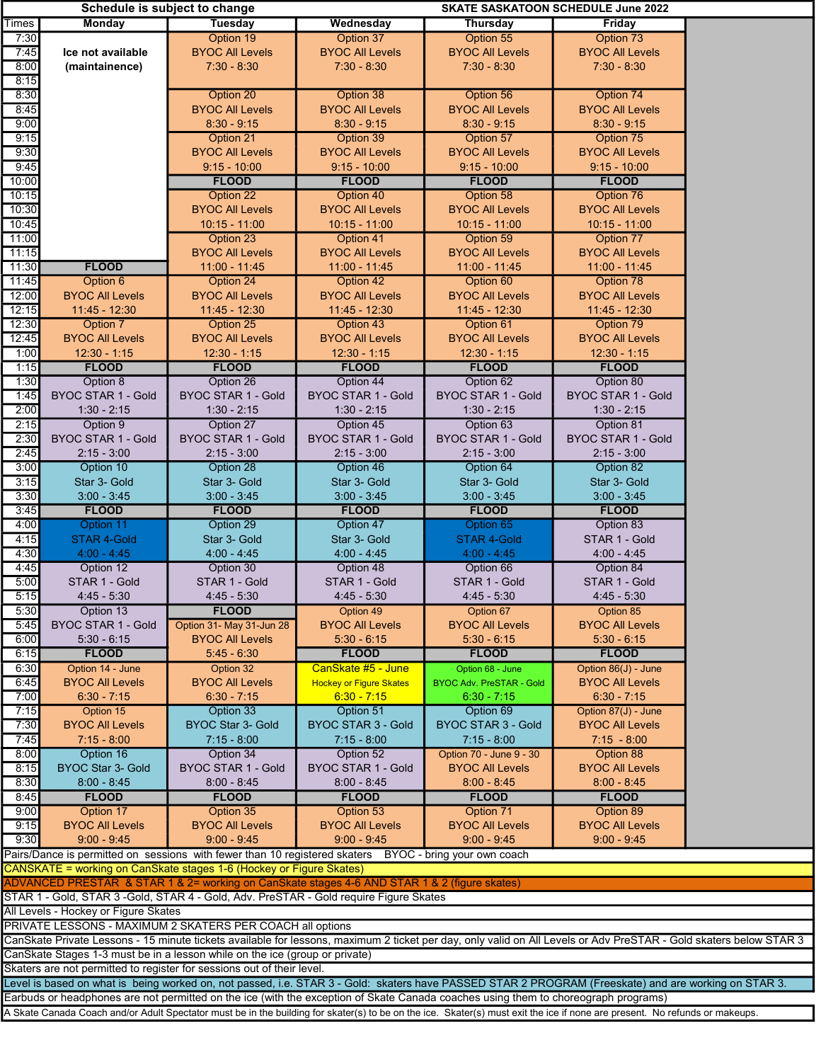| Schedule is subject to change | | | SKATE SASKATOON SCHEDULE June 2022 | | |
|---|---|---|---|---|---|
| Times | Monday | Tuesday | Wednesday | Thursday | Friday |
| 7:30 | Ice not available (maintainence) | Option 19 BYOC All Levels 7:30 - 8:30 | Option 37 BYOC All Levels 7:30 - 8:30 | Option 55 BYOC All Levels 7:30 - 8:30 | Option 73 BYOC All Levels 7:30 - 8:30 |
| 8:30 | | Option 20 BYOC All Levels 8:30 - 9:15 | Option 38 BYOC All Levels 8:30 - 9:15 | Option 56 BYOC All Levels 8:30 - 9:15 | Option 74 BYOC All Levels 8:30 - 9:15 |
| 9:15 | | Option 21 BYOC All Levels 9:15 - 10:00 | Option 39 BYOC All Levels 9:15 - 10:00 | Option 57 BYOC All Levels 9:15 - 10:00 | Option 75 BYOC All Levels 9:15 - 10:00 |
| 10:00 | | FLOOD | FLOOD | FLOOD | FLOOD |
| 10:15 | | Option 22 BYOC All Levels 10:15 - 11:00 | Option 40 BYOC All Levels 10:15 - 11:00 | Option 58 BYOC All Levels 10:15 - 11:00 | Option 76 BYOC All Levels 10:15 - 11:00 |
| 11:00 | | Option 23 BYOC All Levels 11:00 - 11:45 | Option 41 BYOC All Levels 11:00 - 11:45 | Option 59 BYOC All Levels 11:00 - 11:45 | Option 77 BYOC All Levels 11:00 - 11:45 |
| 11:30 | FLOOD | | | | |
| 11:45 | Option 6 BYOC All Levels 11:45 - 12:30 | Option 24 BYOC All Levels 11:45 - 12:30 | Option 42 BYOC All Levels 11:45 - 12:30 | Option 60 BYOC All Levels 11:45 - 12:30 | Option 78 BYOC All Levels 11:45 - 12:30 |
| 12:30 | Option 7 BYOC All Levels 12:30 - 1:15 | Option 25 BYOC All Levels 12:30 - 1:15 | Option 43 BYOC All Levels 12:30 - 1:15 | Option 61 BYOC All Levels 12:30 - 1:15 | Option 79 BYOC All Levels 12:30 - 1:15 |
| 1:15 | FLOOD | FLOOD | FLOOD | FLOOD | FLOOD |
| 1:30 | Option 8 BYOC STAR 1 - Gold 1:30 - 2:15 | Option 26 BYOC STAR 1 - Gold 1:30 - 2:15 | Option 44 BYOC STAR 1 - Gold 1:30 - 2:15 | Option 62 BYOC STAR 1 - Gold 1:30 - 2:15 | Option 80 BYOC STAR 1 - Gold 1:30 - 2:15 |
| 2:15 | Option 9 BYOC STAR 1 - Gold 2:15 - 3:00 | Option 27 BYOC STAR 1 - Gold 2:15 - 3:00 | Option 45 BYOC STAR 1 - Gold 2:15 - 3:00 | Option 63 BYOC STAR 1 - Gold 2:15 - 3:00 | Option 81 BYOC STAR 1 - Gold 2:15 - 3:00 |
| 3:00 | Option 10 Star 3- Gold 3:00 - 3:45 | Option 28 Star 3- Gold 3:00 - 3:45 | Option 46 Star 3- Gold 3:00 - 3:45 | Option 64 Star 3- Gold 3:00 - 3:45 | Option 82 Star 3- Gold 3:00 - 3:45 |
| 3:45 | FLOOD | FLOOD | FLOOD | FLOOD | FLOOD |
| 4:00 | Option 11 STAR 4-Gold 4:00 - 4:45 | Option 29 Star 3- Gold 4:00 - 4:45 | Option 47 Star 3- Gold 4:00 - 4:45 | Option 65 STAR 4-Gold 4:00 - 4:45 | Option 83 STAR 1 - Gold 4:00 - 4:45 |
| 4:45 | Option 12 STAR 1 - Gold 4:45 - 5:30 | Option 30 STAR 1 - Gold 4:45 - 5:30 | Option 48 STAR 1 - Gold 4:45 - 5:30 | Option 66 STAR 1 - Gold 4:45 - 5:30 | Option 84 STAR 1 - Gold 4:45 - 5:30 |
| 5:30 | Option 13 BYOC STAR 1 - Gold 5:30 - 6:15 | FLOOD | Option 49 BYOC All Levels 5:30 - 6:15 | Option 67 BYOC All Levels 5:30 - 6:15 | Option 85 BYOC All Levels 5:30 - 6:15 |
| 5:45 | | Option 31- May 31-Jun 28 BYOC All Levels 5:45 - 6:30 | | | |
| 6:15 | FLOOD | | FLOOD | FLOOD | FLOOD |
| 6:30 | Option 14 - June BYOC All Levels 6:30 - 7:15 | Option 32 BYOC All Levels 6:30 - 7:15 | CanSkate #5 - June Hockey or Figure Skates 6:30 - 7:15 | Option 68 - June BYOC Adv. PreSTAR - Gold 6:30 - 7:15 | Option 86(J) - June BYOC All Levels 6:30 - 7:15 |
| 7:15 | Option 15 BYOC All Levels 7:15 - 8:00 | Option 33 BYOC Star 3- Gold 7:15 - 8:00 | Option 51 BYOC STAR 3 - Gold 7:15 - 8:00 | Option 69 BYOC STAR 3 - Gold 7:15 - 8:00 | Option 87(J) - June BYOC All Levels 7:15 - 8:00 |
| 8:00 | Option 16 BYOC Star 3- Gold 8:00 - 8:45 | Option 34 BYOC STAR 1 - Gold 8:00 - 8:45 | Option 52 BYOC STAR 1 - Gold 8:00 - 8:45 | Option 70 - June 9 - 30 BYOC All Levels 8:00 - 8:45 | Option 88 BYOC All Levels 8:00 - 8:45 |
| 8:45 | FLOOD | FLOOD | FLOOD | FLOOD | FLOOD |
| 9:00 | Option 17 BYOC All Levels 9:00 - 9:45 | Option 35 BYOC All Levels 9:00 - 9:45 | Option 53 BYOC All Levels 9:00 - 9:45 | Option 71 BYOC All Levels 9:00 - 9:45 | Option 89 BYOC All Levels 9:00 - 9:45 |

Pairs/Dance is permitted on sessions with fewer than 10 registered skaters BYOC - bring your own coach

CANSKATE = working on CanSkate stages 1-6 (Hockey or Figure Skates)

ADVANCED PRESTAR & STAR 1 & 2= working on CanSkate stages 4-6 AND STAR 1 & 2 (figure skates)

STAR 1 - Gold, STAR 3 -Gold, STAR 4 - Gold, Adv. PreSTAR - Gold require Figure Skates

All Levels - Hockey or Figure Skates

PRIVATE LESSONS - MAXIMUM 2 SKATERS PER COACH all options

CanSkate Private Lessons - 15 minute tickets available for lessons, maximum 2 ticket per day, only valid on All Levels or Adv PreSTAR - Gold skaters below STAR 3

CanSkate Stages 1-3 must be in a lesson while on the ice (group or private)

Skaters are not permitted to register for sessions out of their level.

Level is based on what is being worked on, not passed, i.e. STAR 3 - Gold: skaters have PASSED STAR 2 PROGRAM (Freeskate) and are working on STAR 3.

Earbuds or headphones are not permitted on the ice (with the exception of Skate Canada coaches using them to choreograph programs)

A Skate Canada Coach and/or Adult Spectator must be in the building for skater(s) to be on the ice. Skater(s) must exit the ice if none are present. No refunds or makeups.